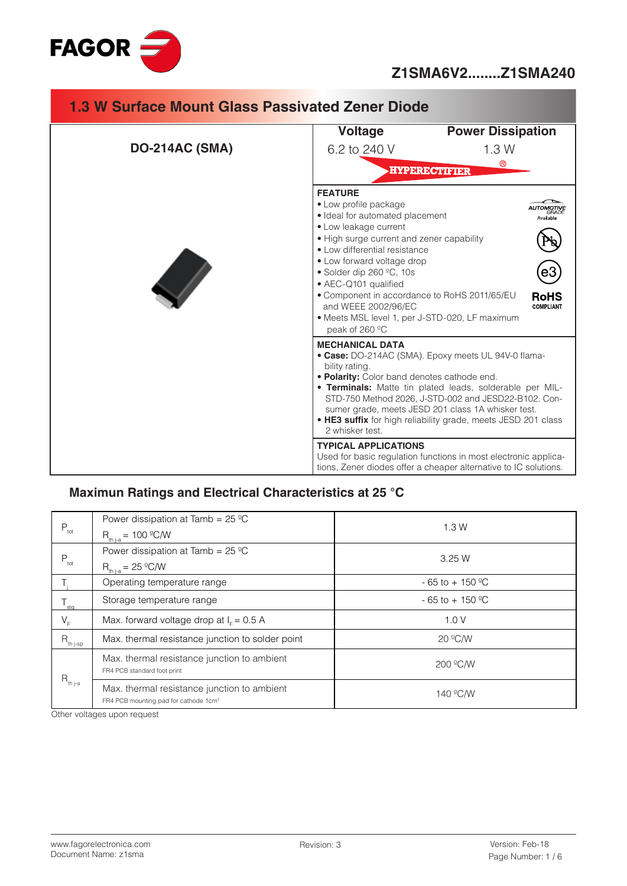# Z1SMA6V2........Z1SMA240

## 1.3 W Surface Mount Glass Passivated Zener Diode

**DO-214AC (SMA)**

| Voltage | Power Dissipation |
|---|---|
| 6.2 to 240 V | 1.3 W |

HYPERECTIFIER®

### FEATURE

- Low profile package
- Ideal for automated placement
- Low leakage current
- High surge current and zener capability
- Low differential resistance
- Low forward voltage drop
- Solder dip 260 ºC, 10s
- AEC-Q101 qualified
- Component in accordance to RoHS 2011/65/EU and WEEE 2002/96/EC
- Meets MSL level 1, per J-STD-020, LF maximum peak of 260 ºC

AUTOMOTIVE GRADE Available

e3

RoHS COMPLIANT

### MECHANICAL DATA

- **Case:** DO-214AC (SMA). Epoxy meets UL 94V-0 flamability rating.
- **Polarity:** Color band denotes cathode end.
- **Terminals:** Matte tin plated leads, solderable per MIL-STD-750 Method 2026, J-STD-002 and JESD22-B102. Consumer grade, meets JESD 201 class 1A whisker test.
- **HE3 suffix** for high reliability grade, meets JESD 201 class 2 whisker test.

### TYPICAL APPLICATIONS

Used for basic regulation functions in most electronic applications, Zener diodes offer a cheaper alternative to IC solutions.

## Maximun Ratings and Electrical Characteristics at 25 °C

| | | |
|---|---|---|
| $P_{tot}$ | Power dissipation at Tamb = 25 ºC $R_{th\ j\text{-}a}$ = 100 ºC/W | 1.3 W |
| $P_{tot}$ | Power dissipation at Tamb = 25 ºC $R_{th\ j\text{-}a}$ = 25 ºC/W | 3.25 W |
| $T_j$ | Operating temperature range | - 65 to + 150 ºC |
| $T_{stg}$ | Storage temperature range | - 65 to + 150 ºC |
| $V_F$ | Max. forward voltage drop at $I_F$ = 0.5 A | 1.0 V |
| $R_{th\ j\text{-}sp}$ | Max. thermal resistance junction to solder point | 20 ºC/W |
| $R_{th\ j\text{-}a}$ | Max. thermal resistance junction to ambient FR4 PCB standard foot print | 200 ºC/W |
| | Max. thermal resistance junction to ambient FR4 PCB mounting pad for cathode 1cm² | 140 ºC/W |

Other voltages upon request

www.fagorelectronica.com
Document Name: z1sma

Revision: 3

Version: Feb-18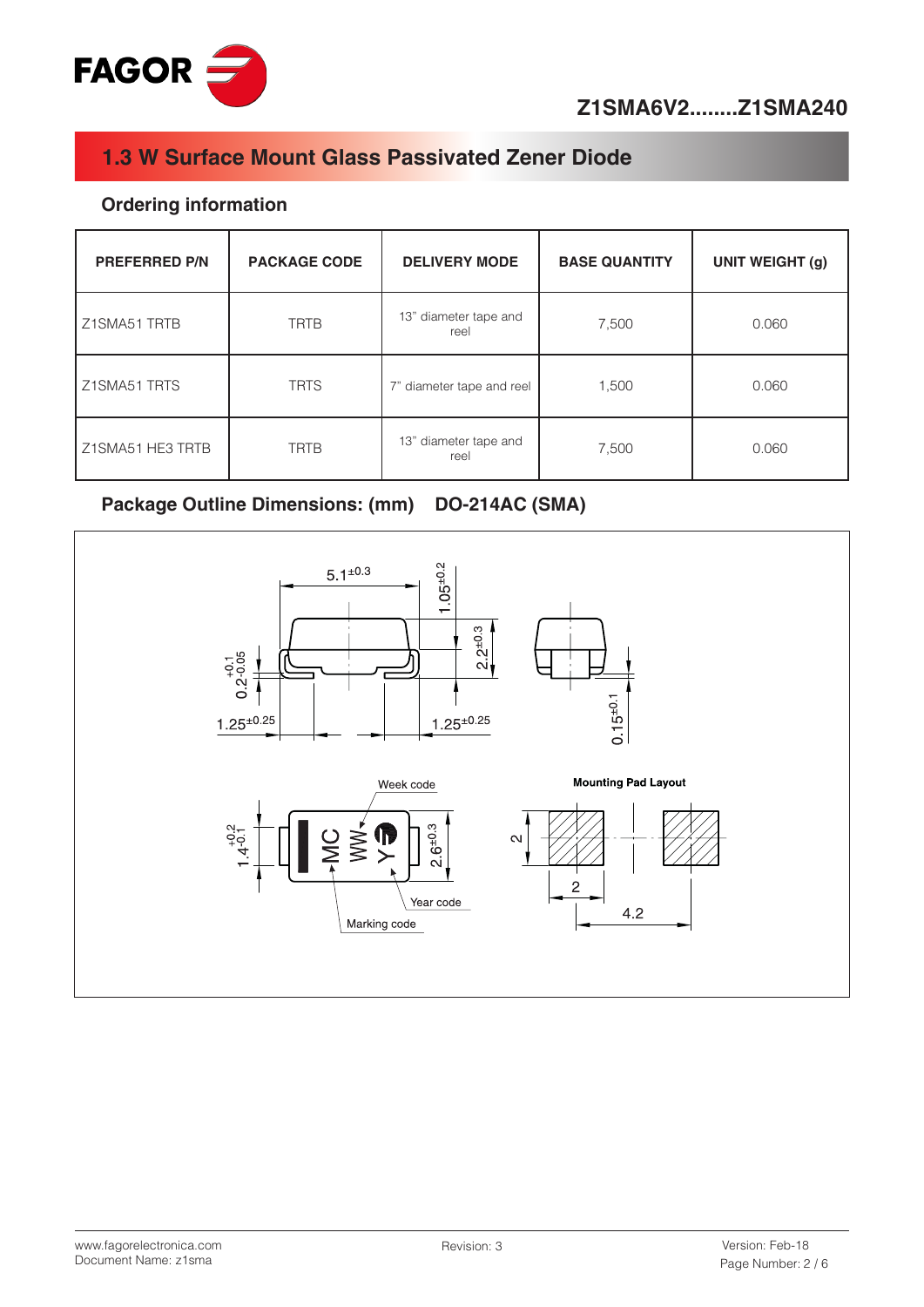## 1.3 W Surface Mount Glass Passivated Zener Diode

### Ordering information

| PREFERRED P/N | PACKAGE CODE | DELIVERY MODE | BASE QUANTITY | UNIT WEIGHT (g) |
|---|---|---|---|---|
| Z1SMA51 TRTB | TRTB | 13" diameter tape and reel | 7,500 | 0.060 |
| Z1SMA51 TRTS | TRTS | 7" diameter tape and reel | 1,500 | 0.060 |
| Z1SMA51 HE3 TRTB | TRTB | 13" diameter tape and reel | 7,500 | 0.060 |

### Package Outline Dimensions: (mm) DO-214AC (SMA)

$5.1^{\pm0.3}$

$1.05^{\pm0.2}$

$2.2^{\pm0.3}$

$0.2^{+0.1}_{-0.05}$

$1.25^{\pm0.25}$

$1.25^{\pm0.25}$

$0.15^{\pm0.1}$

Week code

$1.4^{+0.2}_{-0.1}$

MC WW Y

$2.6^{\pm0.3}$

Year code

Marking code

Mounting Pad Layout

2

2

4.2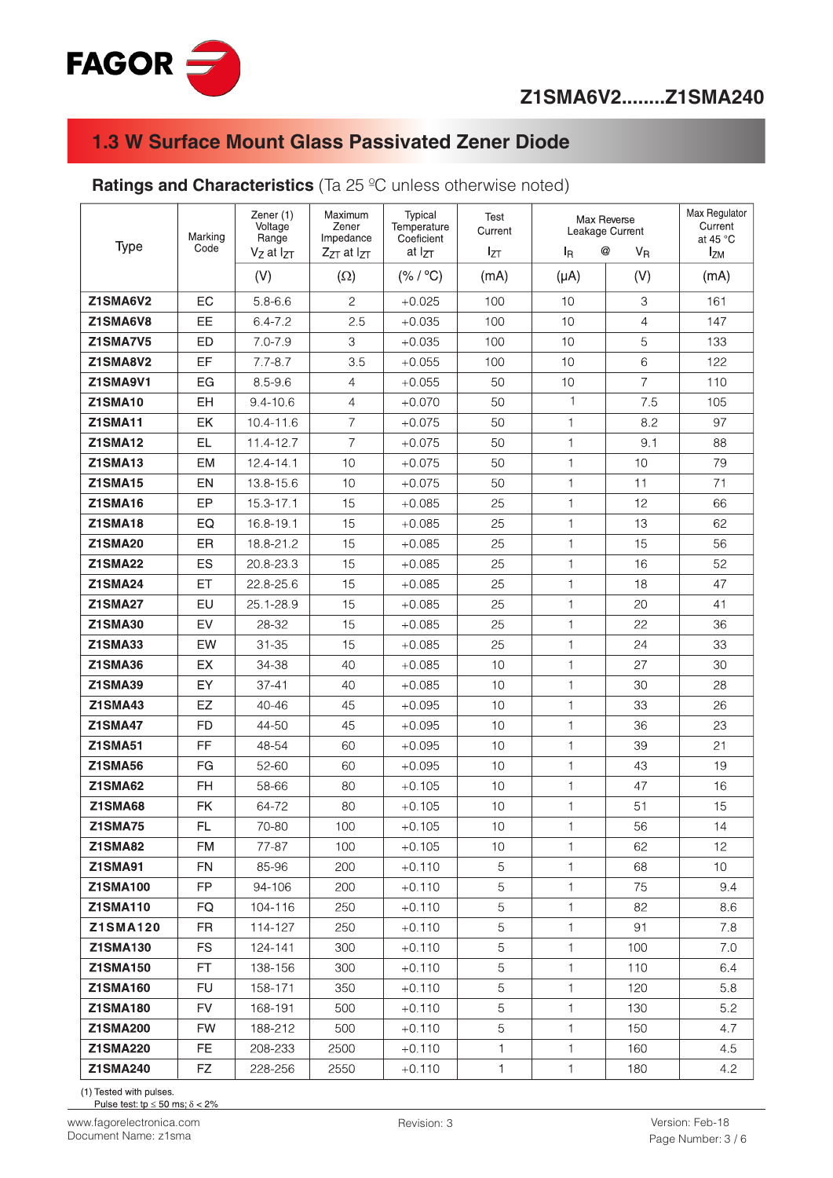# 1.3 W Surface Mount Glass Passivated Zener Diode

## Ratings and Characteristics (Ta 25 ºC unless otherwise noted)

| Type | Marking Code | Zener (1) Voltage Range $V_Z$ at $I_{ZT}$ | Maximum Zener Impedance $Z_{ZT}$ at $I_{ZT}$ | Typical Temperature Coeficient at $I_{ZT}$ | Test Current $I_{ZT}$ | Max Reverse Leakage Current $I_R$ @ | $V_R$ | Max Regulator Current at 45 °C $I_{ZM}$ |
|---|---|---|---|---|---|---|---|---|
| | | (V) | (Ω) | (% / °C) | (mA) | (μA) | (V) | (mA) |
| Z1SMA6V2 | EC | 5.8-6.6 | 2 | +0.025 | 100 | 10 | 3 | 161 |
| Z1SMA6V8 | EE | 6.4-7.2 | 2.5 | +0.035 | 100 | 10 | 4 | 147 |
| Z1SMA7V5 | ED | 7.0-7.9 | 3 | +0.035 | 100 | 10 | 5 | 133 |
| Z1SMA8V2 | EF | 7.7-8.7 | 3.5 | +0.055 | 100 | 10 | 6 | 122 |
| Z1SMA9V1 | EG | 8.5-9.6 | 4 | +0.055 | 50 | 10 | 7 | 110 |
| Z1SMA10 | EH | 9.4-10.6 | 4 | +0.070 | 50 | 1 | 7.5 | 105 |
| Z1SMA11 | EK | 10.4-11.6 | 7 | +0.075 | 50 | 1 | 8.2 | 97 |
| Z1SMA12 | EL | 11.4-12.7 | 7 | +0.075 | 50 | 1 | 9.1 | 88 |
| Z1SMA13 | EM | 12.4-14.1 | 10 | +0.075 | 50 | 1 | 10 | 79 |
| Z1SMA15 | EN | 13.8-15.6 | 10 | +0.075 | 50 | 1 | 11 | 71 |
| Z1SMA16 | EP | 15.3-17.1 | 15 | +0.085 | 25 | 1 | 12 | 66 |
| Z1SMA18 | EQ | 16.8-19.1 | 15 | +0.085 | 25 | 1 | 13 | 62 |
| Z1SMA20 | ER | 18.8-21.2 | 15 | +0.085 | 25 | 1 | 15 | 56 |
| Z1SMA22 | ES | 20.8-23.3 | 15 | +0.085 | 25 | 1 | 16 | 52 |
| Z1SMA24 | ET | 22.8-25.6 | 15 | +0.085 | 25 | 1 | 18 | 47 |
| Z1SMA27 | EU | 25.1-28.9 | 15 | +0.085 | 25 | 1 | 20 | 41 |
| Z1SMA30 | EV | 28-32 | 15 | +0.085 | 25 | 1 | 22 | 36 |
| Z1SMA33 | EW | 31-35 | 15 | +0.085 | 25 | 1 | 24 | 33 |
| Z1SMA36 | EX | 34-38 | 40 | +0.085 | 10 | 1 | 27 | 30 |
| Z1SMA39 | EY | 37-41 | 40 | +0.085 | 10 | 1 | 30 | 28 |
| Z1SMA43 | EZ | 40-46 | 45 | +0.095 | 10 | 1 | 33 | 26 |
| Z1SMA47 | FD | 44-50 | 45 | +0.095 | 10 | 1 | 36 | 23 |
| Z1SMA51 | FF | 48-54 | 60 | +0.095 | 10 | 1 | 39 | 21 |
| Z1SMA56 | FG | 52-60 | 60 | +0.095 | 10 | 1 | 43 | 19 |
| Z1SMA62 | FH | 58-66 | 80 | +0.105 | 10 | 1 | 47 | 16 |
| Z1SMA68 | FK | 64-72 | 80 | +0.105 | 10 | 1 | 51 | 15 |
| Z1SMA75 | FL | 70-80 | 100 | +0.105 | 10 | 1 | 56 | 14 |
| Z1SMA82 | FM | 77-87 | 100 | +0.105 | 10 | 1 | 62 | 12 |
| Z1SMA91 | FN | 85-96 | 200 | +0.110 | 5 | 1 | 68 | 10 |
| Z1SMA100 | FP | 94-106 | 200 | +0.110 | 5 | 1 | 75 | 9.4 |
| Z1SMA110 | FQ | 104-116 | 250 | +0.110 | 5 | 1 | 82 | 8.6 |
| Z1SMA120 | FR | 114-127 | 250 | +0.110 | 5 | 1 | 91 | 7.8 |
| Z1SMA130 | FS | 124-141 | 300 | +0.110 | 5 | 1 | 100 | 7.0 |
| Z1SMA150 | FT | 138-156 | 300 | +0.110 | 5 | 1 | 110 | 6.4 |
| Z1SMA160 | FU | 158-171 | 350 | +0.110 | 5 | 1 | 120 | 5.8 |
| Z1SMA180 | FV | 168-191 | 500 | +0.110 | 5 | 1 | 130 | 5.2 |
| Z1SMA200 | FW | 188-212 | 500 | +0.110 | 5 | 1 | 150 | 4.7 |
| Z1SMA220 | FE | 208-233 | 2500 | +0.110 | 1 | 1 | 160 | 4.5 |
| Z1SMA240 | FZ | 228-256 | 2550 | +0.110 | 1 | 1 | 180 | 4.2 |

(1) Tested with pulses.
Pulse test: $t_p \leq 50$ ms; $\delta < 2\%$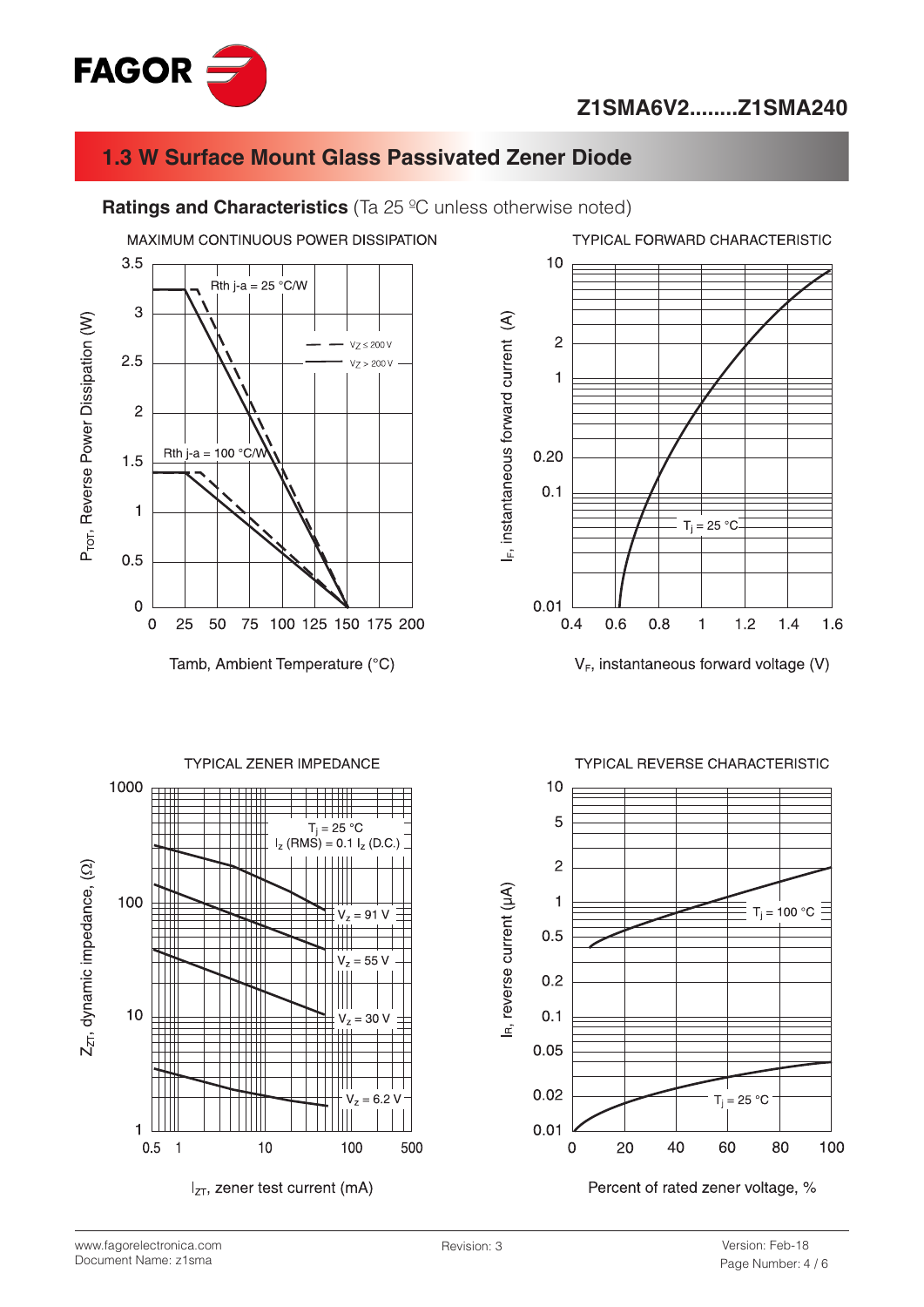# Z1SMA6V2........Z1SMA240

## 1.3 W Surface Mount Glass Passivated Zener Diode

### **Ratings and Characteristics** (Ta 25 ºC unless otherwise noted)

MAXIMUM CONTINUOUS POWER DISSIPATION

$P_{TOT}$, Reverse Power Dissipation (W)

3.5
3
2.5
2
1.5
1
0.5
0

0 25 50 75 100 125 150 175 200

Tamb, Ambient Temperature (°C)

Rth j-a = 25 °C/W

Rth j-a = 100 °C/W

$V_Z \leq 200$ V

$V_Z > 200$ V

TYPICAL FORWARD CHARACTERISTIC

$I_F$, instantaneous forward current (A)

10
2
1
0.20
0.1
0.01

0.4 0.6 0.8 1 1.2 1.4 1.6

$V_F$, instantaneous forward voltage (V)

$T_j$ = 25 °C

TYPICAL ZENER IMPEDANCE

$Z_{ZT}$, dynamic impedance, (Ω)

1000
100
10
1

0.5 1 10 100 500

$I_{ZT}$, zener test current (mA)

$T_j$ = 25 °C

$I_z$ (RMS) = 0.1 $I_z$ (D.C.)

$V_z$ = 91 V

$V_z$ = 55 V

$V_z$ = 30 V

$V_z$ = 6.2 V

TYPICAL REVERSE CHARACTERISTIC

$I_R$, reverse current (μA)

10
5
2
1
0.5
0.2
0.1
0.05
0.02
0.01

0 20 40 60 80 100

Percent of rated zener voltage, %

$T_j$ = 100 °C

$T_j$ = 25 °C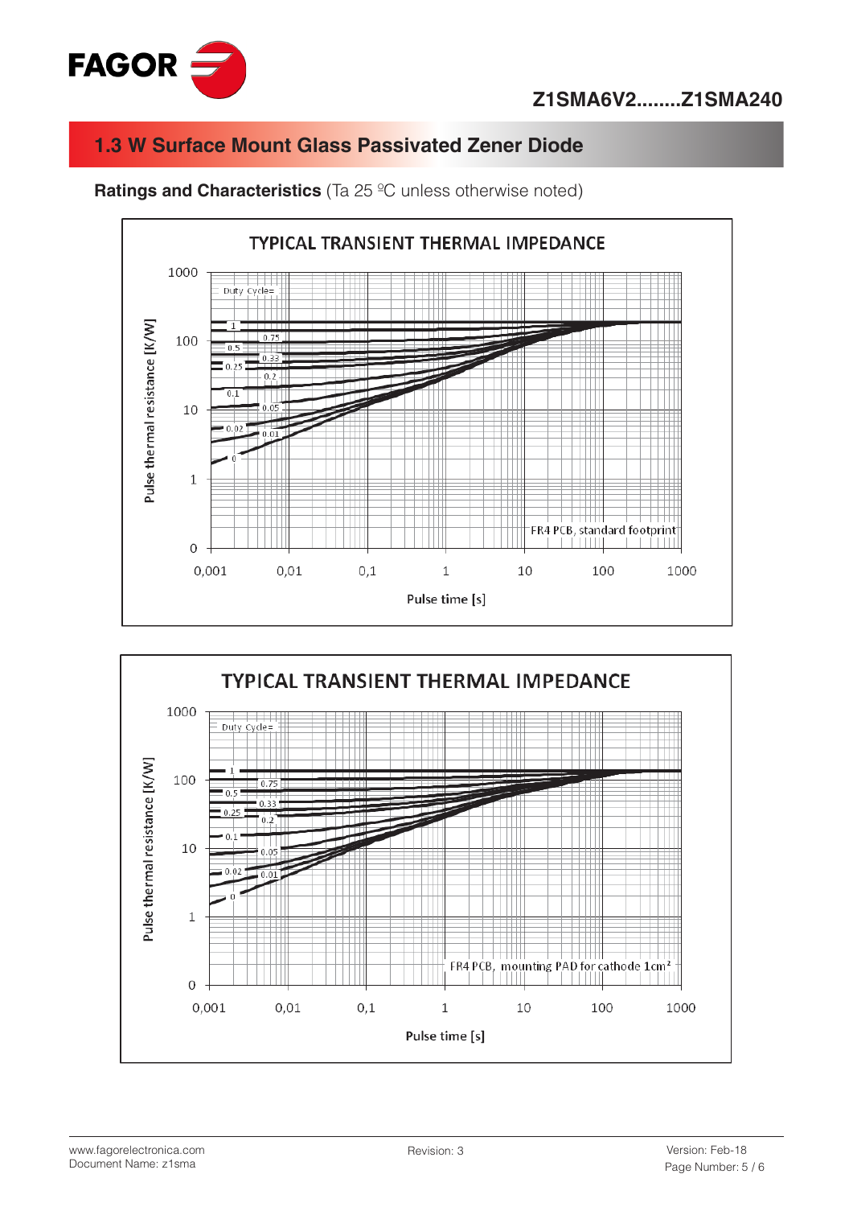## 1.3 W Surface Mount Glass Passivated Zener Diode

**Ratings and Characteristics** (Ta 25 ºC unless otherwise noted)

TYPICAL TRANSIENT THERMAL IMPEDANCE

Pulse thermal resistance [K/W]

1000
100
10
1
0

Duty Cycle=
1
0.75
0.5
0.33
0.25
0.2
0.1
0.05
0.02
0.01
0

FR4 PCB, standard footprint

0,001 0,01 0,1 1 10 100 1000

Pulse time [s]

TYPICAL TRANSIENT THERMAL IMPEDANCE

Pulse thermal resistance [K/W]

1000
100
10
1
0

Duty Cycle=
1
0.75
0.5
0.33
0.25
0.2
0.1
0.05
0.02
0.01
0

FR4 PCB, mounting PAD for cathode 1cm²

0,001 0,01 0,1 1 10 100 1000

Pulse time [s]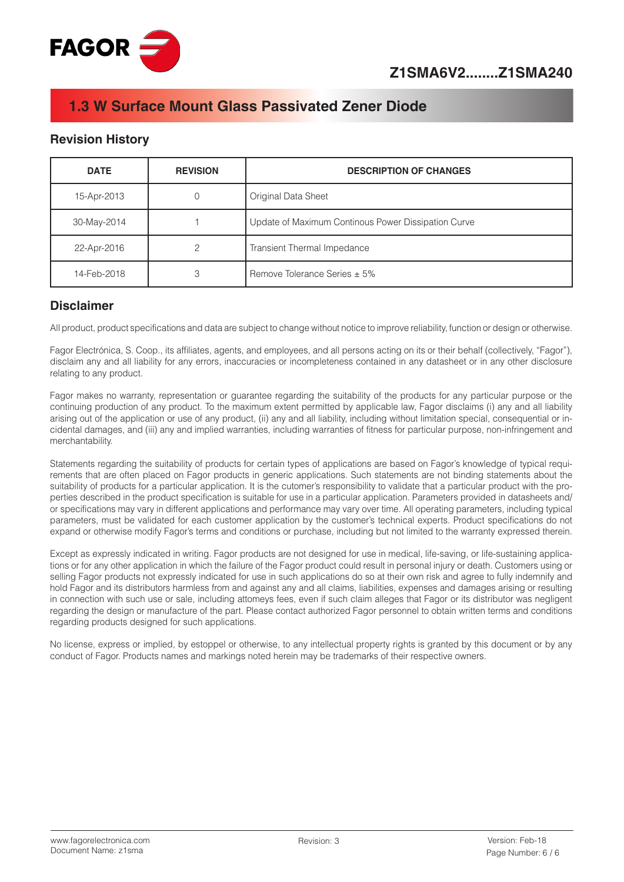# 1.3 W Surface Mount Glass Passivated Zener Diode

## Revision History

| DATE | REVISION | DESCRIPTION OF CHANGES |
|---|---|---|
| 15-Apr-2013 | 0 | Original Data Sheet |
| 30-May-2014 | 1 | Update of Maximum Continous Power Dissipation Curve |
| 22-Apr-2016 | 2 | Transient Thermal Impedance |
| 14-Feb-2018 | 3 | Remove Tolerance Series ± 5% |

## Disclaimer

All product, product specifications and data are subject to change without notice to improve reliability, function or design or otherwise.

Fagor Electrónica, S. Coop., its affiliates, agents, and employees, and all persons acting on its or their behalf (collectively, “Fagor”), disclaim any and all liability for any errors, inaccuracies or incompleteness contained in any datasheet or in any other disclosure relating to any product.

Fagor makes no warranty, representation or guarantee regarding the suitability of the products for any particular purpose or the continuing production of any product. To the maximum extent permitted by applicable law, Fagor disclaims (i) any and all liability arising out of the application or use of any product, (ii) any and all liability, including without limitation special, consequential or incidental damages, and (iii) any and implied warranties, including warranties of fitness for particular purpose, non-infringement and merchantability.

Statements regarding the suitability of products for certain types of applications are based on Fagor’s knowledge of typical requirements that are often placed on Fagor products in generic applications. Such statements are not binding statements about the suitability of products for a particular application. It is the cutomer’s responsibility to validate that a particular product with the properties described in the product specification is suitable for use in a particular application. Parameters provided in datasheets and/or specifications may vary in different applications and performance may vary over time. All operating parameters, including typical parameters, must be validated for each customer application by the customer’s technical experts. Product specifications do not expand or otherwise modify Fagor’s terms and conditions or purchase, including but not limited to the warranty expressed therein.

Except as expressly indicated in writing. Fagor products are not designed for use in medical, life-saving, or life-sustaining applications or for any other application in which the failure of the Fagor product could result in personal injury or death. Customers using or selling Fagor products not expressly indicated for use in such applications do so at their own risk and agree to fully indemnify and hold Fagor and its distributors harmless from and against any and all claims, liabilities, expenses and damages arising or resulting in connection with such use or sale, including attomeys fees, even if such claim alleges that Fagor or its distributor was negligent regarding the design or manufacture of the part. Please contact authorized Fagor personnel to obtain written terms and conditions regarding products designed for such applications.

No license, express or implied, by estoppel or otherwise, to any intellectual property rights is granted by this document or by any conduct of Fagor. Products names and markings noted herein may be trademarks of their respective owners.